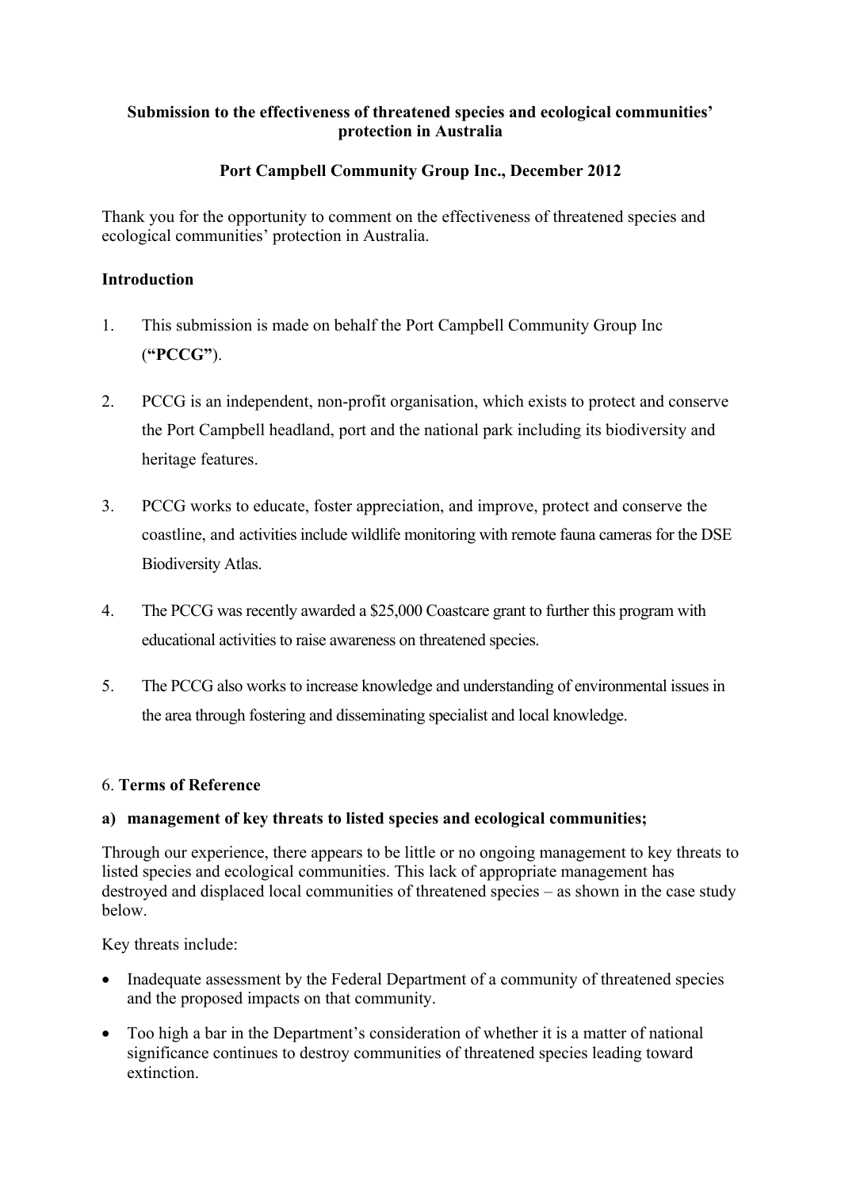**Submission to the effectiveness of threatened species and ecological communities' protection in Australia**

**Port Campbell Community Group Inc., December 2012**

Thank you for the opportunity to comment on the effectiveness of threatened species and ecological communities' protection in Australia.

**Introduction**

1. This submission is made on behalf the Port Campbell Community Group Inc (**"PCCG"**).

2. PCCG is an independent, non-profit organisation, which exists to protect and conserve the Port Campbell headland, port and the national park including its biodiversity and heritage features.

3. PCCG works to educate, foster appreciation, and improve, protect and conserve the coastline, and activities include wildlife monitoring with remote fauna cameras for the DSE Biodiversity Atlas.

4. The PCCG was recently awarded a $25,000 Coastcare grant to further this program with educational activities to raise awareness on threatened species.

5. The PCCG also works to increase knowledge and understanding of environmental issues in the area through fostering and disseminating specialist and local knowledge.

6. **Terms of Reference**

**a) management of key threats to listed species and ecological communities;**

Through our experience, there appears to be little or no ongoing management to key threats to listed species and ecological communities. This lack of appropriate management has destroyed and displaced local communities of threatened species – as shown in the case study below.

Key threats include:

- Inadequate assessment by the Federal Department of a community of threatened species and the proposed impacts on that community.
- Too high a bar in the Department's consideration of whether it is a matter of national significance continues to destroy communities of threatened species leading toward extinction.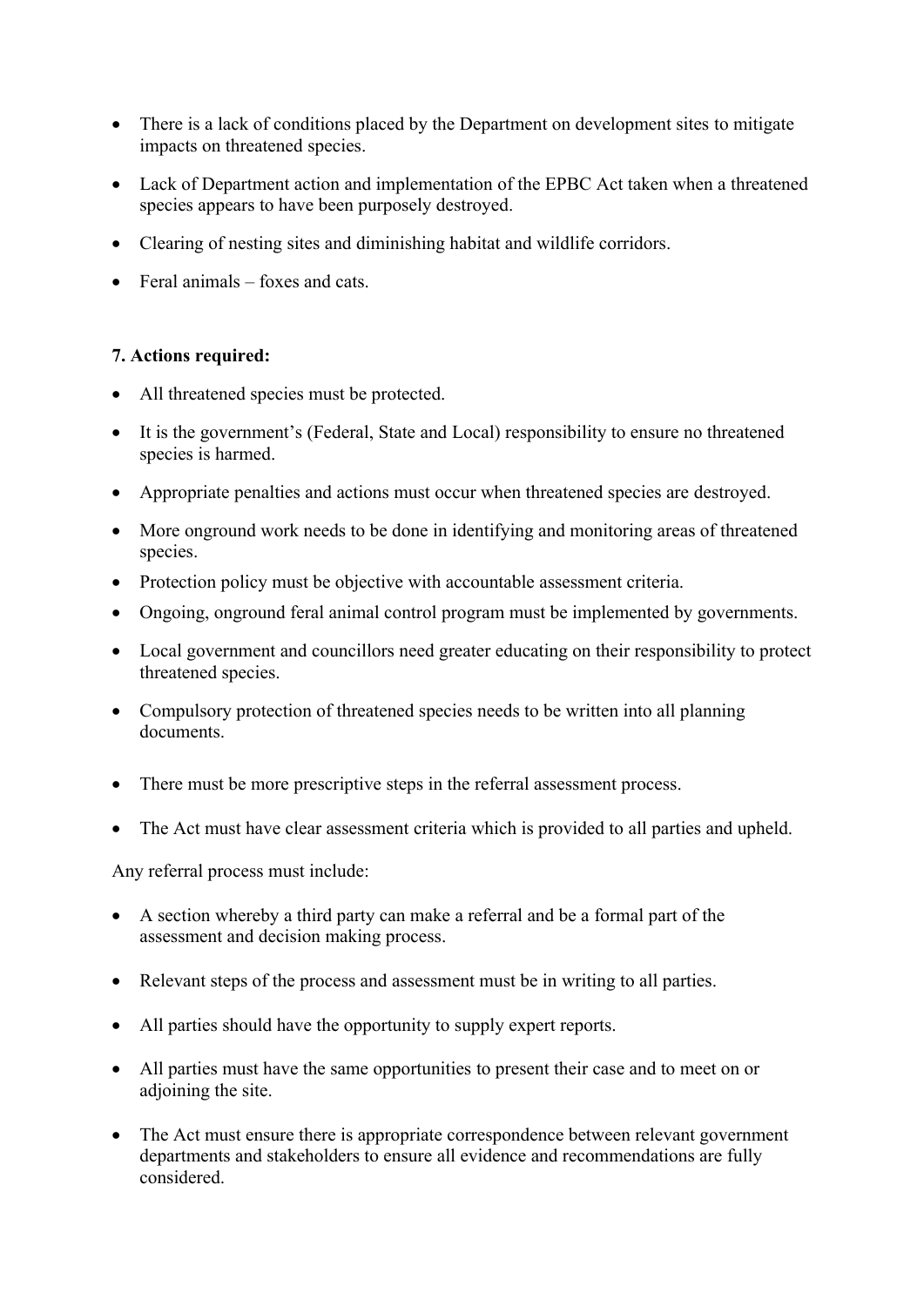- There is a lack of conditions placed by the Department on development sites to mitigate impacts on threatened species.
- Lack of Department action and implementation of the EPBC Act taken when a threatened species appears to have been purposely destroyed.
- Clearing of nesting sites and diminishing habitat and wildlife corridors.
- Feral animals – foxes and cats.

**7. Actions required:**

- All threatened species must be protected.
- It is the government's (Federal, State and Local) responsibility to ensure no threatened species is harmed.
- Appropriate penalties and actions must occur when threatened species are destroyed.
- More onground work needs to be done in identifying and monitoring areas of threatened species.
- Protection policy must be objective with accountable assessment criteria.
- Ongoing, onground feral animal control program must be implemented by governments.
- Local government and councillors need greater educating on their responsibility to protect threatened species.
- Compulsory protection of threatened species needs to be written into all planning documents.
- There must be more prescriptive steps in the referral assessment process.
- The Act must have clear assessment criteria which is provided to all parties and upheld.

Any referral process must include:

- A section whereby a third party can make a referral and be a formal part of the assessment and decision making process.
- Relevant steps of the process and assessment must be in writing to all parties.
- All parties should have the opportunity to supply expert reports.
- All parties must have the same opportunities to present their case and to meet on or adjoining the site.
- The Act must ensure there is appropriate correspondence between relevant government departments and stakeholders to ensure all evidence and recommendations are fully considered.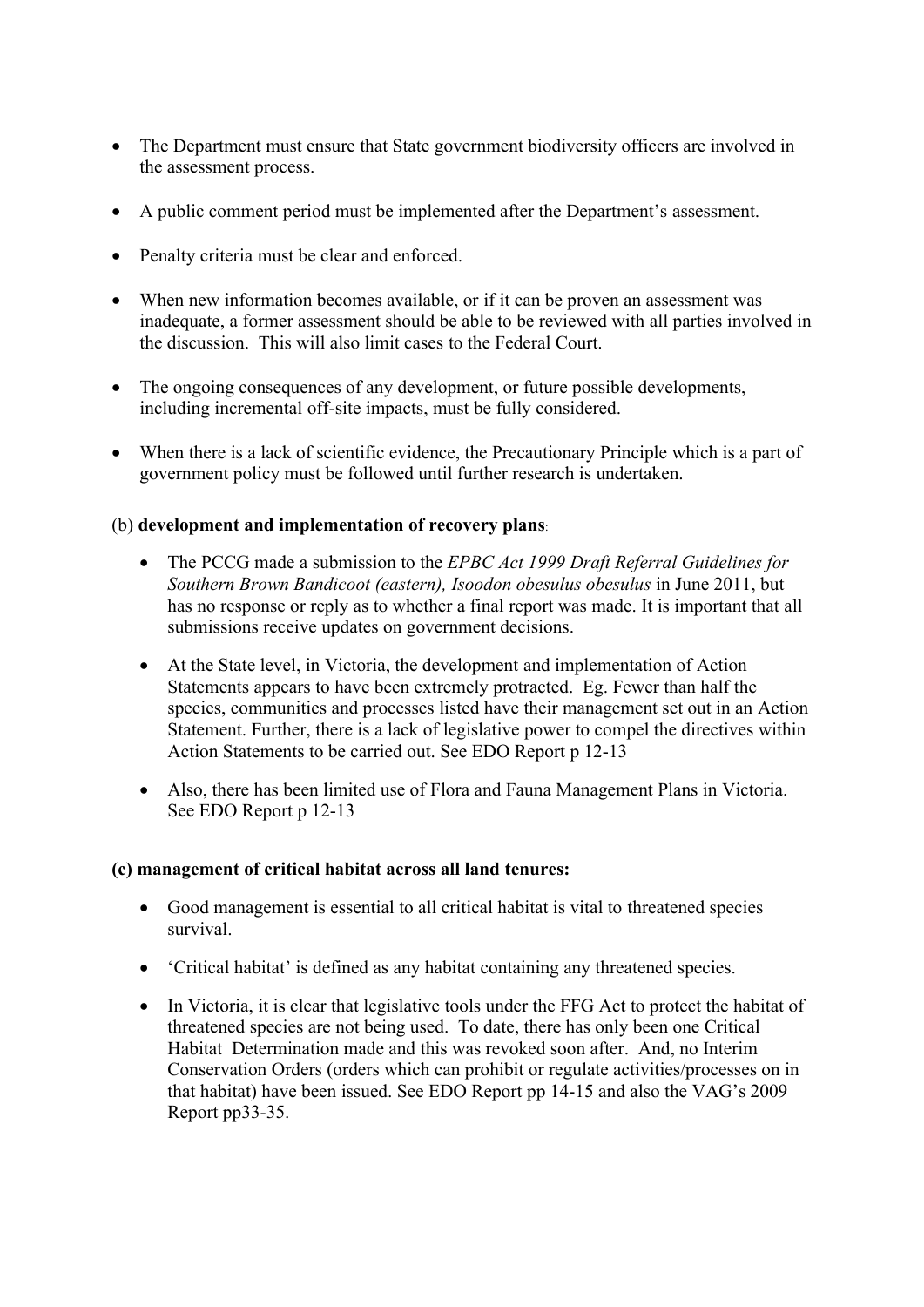- The Department must ensure that State government biodiversity officers are involved in the assessment process.

- A public comment period must be implemented after the Department's assessment.

- Penalty criteria must be clear and enforced.

- When new information becomes available, or if it can be proven an assessment was inadequate, a former assessment should be able to be reviewed with all parties involved in the discussion. This will also limit cases to the Federal Court.

- The ongoing consequences of any development, or future possible developments, including incremental off-site impacts, must be fully considered.

- When there is a lack of scientific evidence, the Precautionary Principle which is a part of government policy must be followed until further research is undertaken.

(b) **development and implementation of recovery plans**:

- The PCCG made a submission to the *EPBC Act 1999 Draft Referral Guidelines for Southern Brown Bandicoot (eastern), Isoodon obesulus obesulus* in June 2011, but has no response or reply as to whether a final report was made. It is important that all submissions receive updates on government decisions.

- At the State level, in Victoria, the development and implementation of Action Statements appears to have been extremely protracted. Eg. Fewer than half the species, communities and processes listed have their management set out in an Action Statement. Further, there is a lack of legislative power to compel the directives within Action Statements to be carried out. See EDO Report p 12-13

- Also, there has been limited use of Flora and Fauna Management Plans in Victoria. See EDO Report p 12-13

**(c) management of critical habitat across all land tenures:**

- Good management is essential to all critical habitat is vital to threatened species survival.

- 'Critical habitat' is defined as any habitat containing any threatened species.

- In Victoria, it is clear that legislative tools under the FFG Act to protect the habitat of threatened species are not being used. To date, there has only been one Critical Habitat Determination made and this was revoked soon after. And, no Interim Conservation Orders (orders which can prohibit or regulate activities/processes on in that habitat) have been issued. See EDO Report pp 14-15 and also the VAG's 2009 Report pp33-35.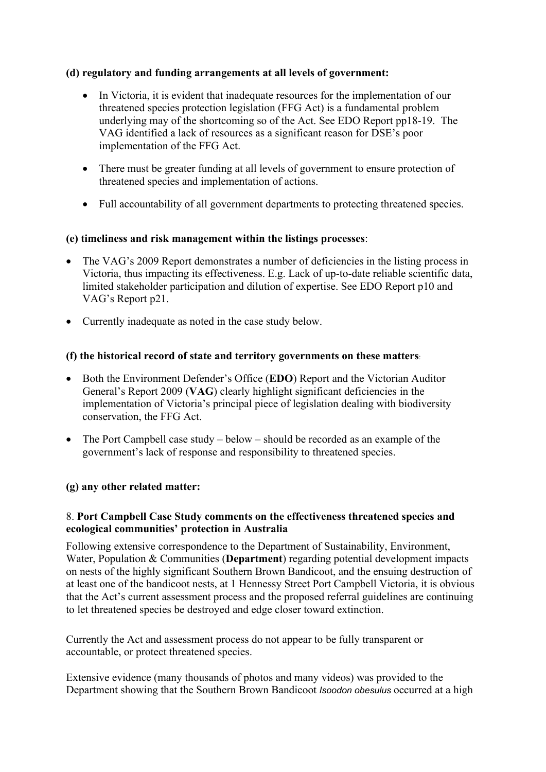**(d) regulatory and funding arrangements at all levels of government:**

- In Victoria, it is evident that inadequate resources for the implementation of our threatened species protection legislation (FFG Act) is a fundamental problem underlying may of the shortcoming so of the Act. See EDO Report pp18-19. The VAG identified a lack of resources as a significant reason for DSE's poor implementation of the FFG Act.

- There must be greater funding at all levels of government to ensure protection of threatened species and implementation of actions.

- Full accountability of all government departments to protecting threatened species.

**(e) timeliness and risk management within the listings processes**:

- The VAG's 2009 Report demonstrates a number of deficiencies in the listing process in Victoria, thus impacting its effectiveness. E.g. Lack of up-to-date reliable scientific data, limited stakeholder participation and dilution of expertise. See EDO Report p10 and VAG's Report p21.

- Currently inadequate as noted in the case study below.

**(f) the historical record of state and territory governments on these matters**:

- Both the Environment Defender's Office (**EDO**) Report and the Victorian Auditor General's Report 2009 (**VAG**) clearly highlight significant deficiencies in the implementation of Victoria's principal piece of legislation dealing with biodiversity conservation, the FFG Act.

- The Port Campbell case study – below – should be recorded as an example of the government's lack of response and responsibility to threatened species.

**(g) any other related matter:**

8. **Port Campbell Case Study comments on the effectiveness threatened species and ecological communities' protection in Australia**

Following extensive correspondence to the Department of Sustainability, Environment, Water, Population & Communities (**Department**) regarding potential development impacts on nests of the highly significant Southern Brown Bandicoot, and the ensuing destruction of at least one of the bandicoot nests, at 1 Hennessy Street Port Campbell Victoria, it is obvious that the Act's current assessment process and the proposed referral guidelines are continuing to let threatened species be destroyed and edge closer toward extinction.

Currently the Act and assessment process do not appear to be fully transparent or accountable, or protect threatened species.

Extensive evidence (many thousands of photos and many videos) was provided to the Department showing that the Southern Brown Bandicoot *Isoodon obesulus* occurred at a high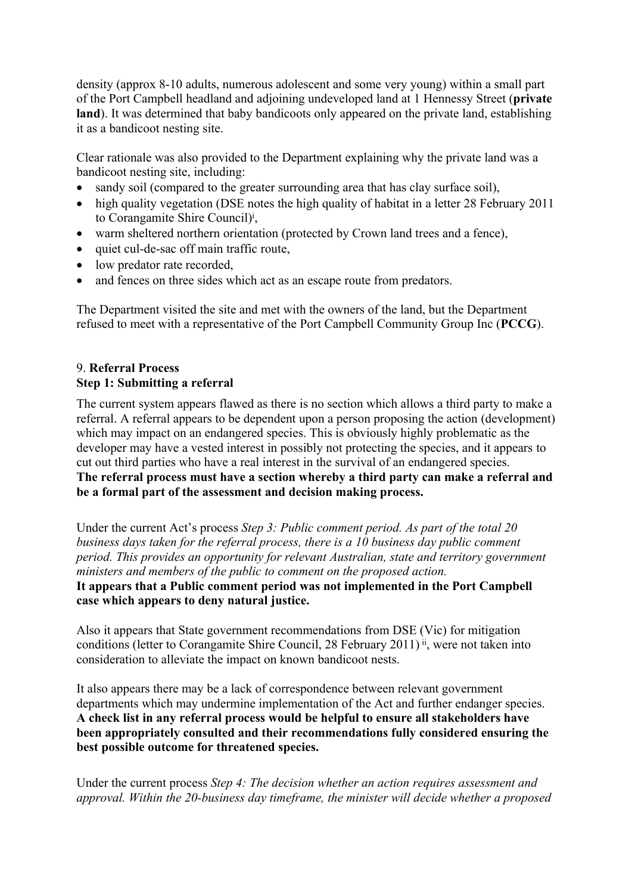density (approx 8-10 adults, numerous adolescent and some very young) within a small part of the Port Campbell headland and adjoining undeveloped land at 1 Hennessy Street (**private land**). It was determined that baby bandicoots only appeared on the private land, establishing it as a bandicoot nesting site.

Clear rationale was also provided to the Department explaining why the private land was a bandicoot nesting site, including:

- sandy soil (compared to the greater surrounding area that has clay surface soil),
- high quality vegetation (DSE notes the high quality of habitat in a letter 28 February 2011 to Corangamite Shire Council)[i],
- warm sheltered northern orientation (protected by Crown land trees and a fence),
- quiet cul-de-sac off main traffic route,
- low predator rate recorded,
- and fences on three sides which act as an escape route from predators.

The Department visited the site and met with the owners of the land, but the Department refused to meet with a representative of the Port Campbell Community Group Inc (**PCCG**).

## 9. **Referral Process**

### Step 1: Submitting a referral

The current system appears flawed as there is no section which allows a third party to make a referral. A referral appears to be dependent upon a person proposing the action (development) which may impact on an endangered species. This is obviously highly problematic as the developer may have a vested interest in possibly not protecting the species, and it appears to cut out third parties who have a real interest in the survival of an endangered species. **The referral process must have a section whereby a third party can make a referral and be a formal part of the assessment and decision making process.**

Under the current Act's process *Step 3: Public comment period. As part of the total 20 business days taken for the referral process, there is a 10 business day public comment period. This provides an opportunity for relevant Australian, state and territory government ministers and members of the public to comment on the proposed action.*
**It appears that a Public comment period was not implemented in the Port Campbell case which appears to deny natural justice.**

Also it appears that State government recommendations from DSE (Vic) for mitigation conditions (letter to Corangamite Shire Council, 28 February 2011) [ii], were not taken into consideration to alleviate the impact on known bandicoot nests.

It also appears there may be a lack of correspondence between relevant government departments which may undermine implementation of the Act and further endanger species. **A check list in any referral process would be helpful to ensure all stakeholders have been appropriately consulted and their recommendations fully considered ensuring the best possible outcome for threatened species.**

Under the current process *Step 4: The decision whether an action requires assessment and approval. Within the 20-business day timeframe, the minister will decide whether a proposed*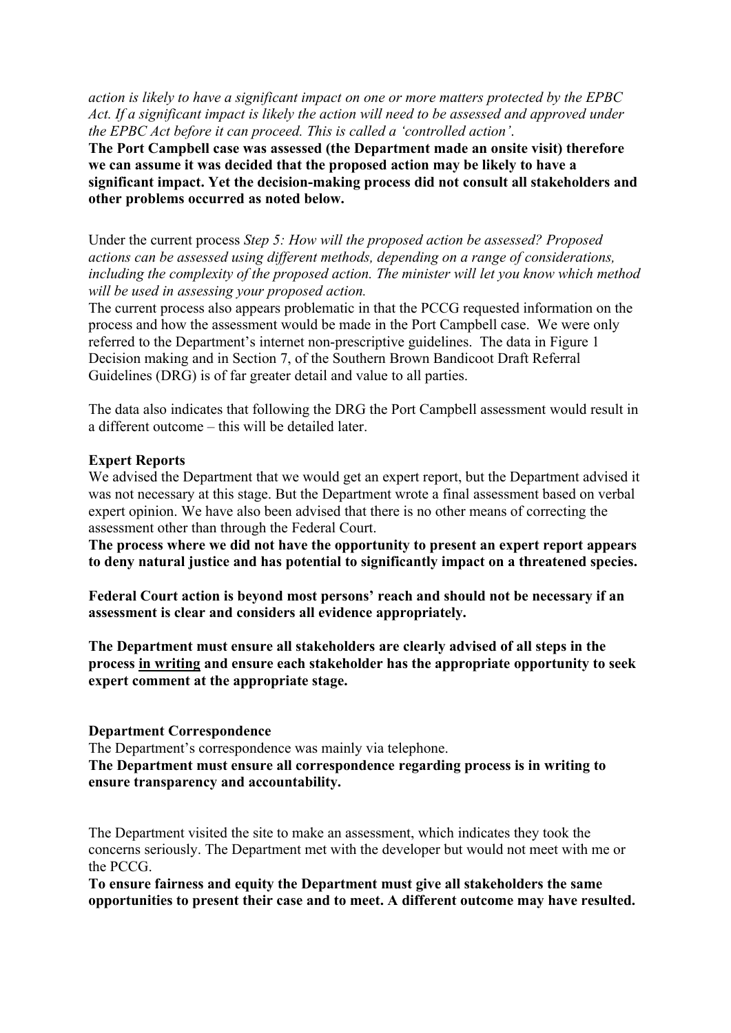*action is likely to have a significant impact on one or more matters protected by the EPBC Act. If a significant impact is likely the action will need to be assessed and approved under the EPBC Act before it can proceed. This is called a 'controlled action'.*

**The Port Campbell case was assessed (the Department made an onsite visit) therefore we can assume it was decided that the proposed action may be likely to have a significant impact. Yet the decision-making process did not consult all stakeholders and other problems occurred as noted below.**

Under the current process *Step 5: How will the proposed action be assessed? Proposed actions can be assessed using different methods, depending on a range of considerations, including the complexity of the proposed action. The minister will let you know which method will be used in assessing your proposed action.*

The current process also appears problematic in that the PCCG requested information on the process and how the assessment would be made in the Port Campbell case. We were only referred to the Department's internet non-prescriptive guidelines. The data in Figure 1 Decision making and in Section 7, of the Southern Brown Bandicoot Draft Referral Guidelines (DRG) is of far greater detail and value to all parties.

The data also indicates that following the DRG the Port Campbell assessment would result in a different outcome – this will be detailed later.

**Expert Reports**

We advised the Department that we would get an expert report, but the Department advised it was not necessary at this stage. But the Department wrote a final assessment based on verbal expert opinion. We have also been advised that there is no other means of correcting the assessment other than through the Federal Court.

**The process where we did not have the opportunity to present an expert report appears to deny natural justice and has potential to significantly impact on a threatened species.**

**Federal Court action is beyond most persons' reach and should not be necessary if an assessment is clear and considers all evidence appropriately.**

**The Department must ensure all stakeholders are clearly advised of all steps in the process <u>in writing</u> and ensure each stakeholder has the appropriate opportunity to seek expert comment at the appropriate stage.**

**Department Correspondence**

The Department's correspondence was mainly via telephone.

**The Department must ensure all correspondence regarding process is in writing to ensure transparency and accountability.**

The Department visited the site to make an assessment, which indicates they took the concerns seriously. The Department met with the developer but would not meet with me or the PCCG.

**To ensure fairness and equity the Department must give all stakeholders the same opportunities to present their case and to meet. A different outcome may have resulted.**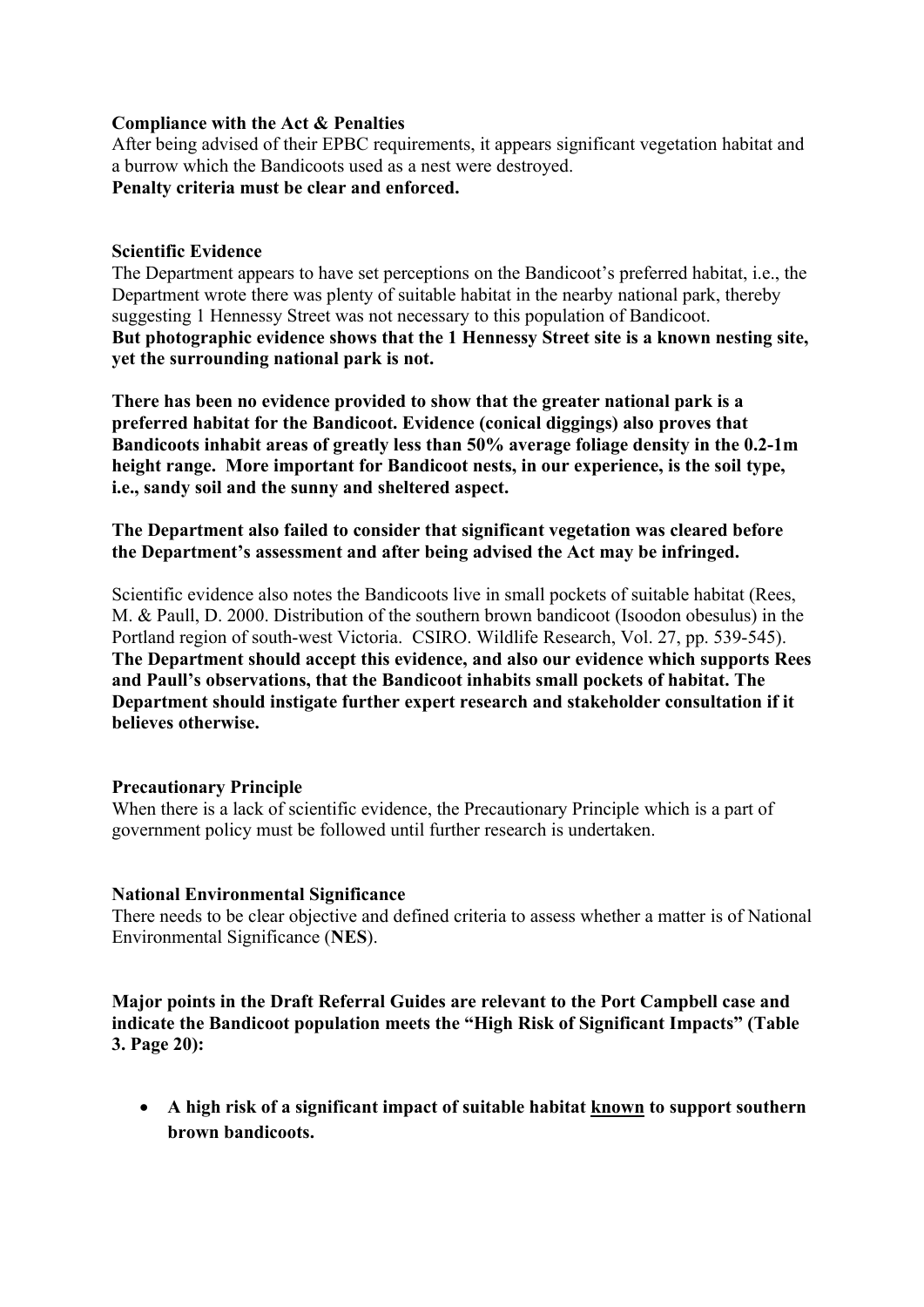**Compliance with the Act & Penalties**
After being advised of their EPBC requirements, it appears significant vegetation habitat and a burrow which the Bandicoots used as a nest were destroyed.
**Penalty criteria must be clear and enforced.**

**Scientific Evidence**
The Department appears to have set perceptions on the Bandicoot's preferred habitat, i.e., the Department wrote there was plenty of suitable habitat in the nearby national park, thereby suggesting 1 Hennessy Street was not necessary to this population of Bandicoot.
**But photographic evidence shows that the 1 Hennessy Street site is a known nesting site, yet the surrounding national park is not.**

**There has been no evidence provided to show that the greater national park is a preferred habitat for the Bandicoot. Evidence (conical diggings) also proves that Bandicoots inhabit areas of greatly less than 50% average foliage density in the 0.2-1m height range. More important for Bandicoot nests, in our experience, is the soil type, i.e., sandy soil and the sunny and sheltered aspect.**

**The Department also failed to consider that significant vegetation was cleared before the Department's assessment and after being advised the Act may be infringed.**

Scientific evidence also notes the Bandicoots live in small pockets of suitable habitat (Rees, M. & Paull, D. 2000. Distribution of the southern brown bandicoot (Isoodon obesulus) in the Portland region of south-west Victoria. CSIRO. Wildlife Research, Vol. 27, pp. 539-545).
**The Department should accept this evidence, and also our evidence which supports Rees and Paull's observations, that the Bandicoot inhabits small pockets of habitat. The Department should instigate further expert research and stakeholder consultation if it believes otherwise.**

**Precautionary Principle**
When there is a lack of scientific evidence, the Precautionary Principle which is a part of government policy must be followed until further research is undertaken.

**National Environmental Significance**
There needs to be clear objective and defined criteria to assess whether a matter is of National Environmental Significance (**NES**).

**Major points in the Draft Referral Guides are relevant to the Port Campbell case and indicate the Bandicoot population meets the "High Risk of Significant Impacts" (Table 3. Page 20):**

- **A high risk of a significant impact of suitable habitat <u>known</u> to support southern brown bandicoots.**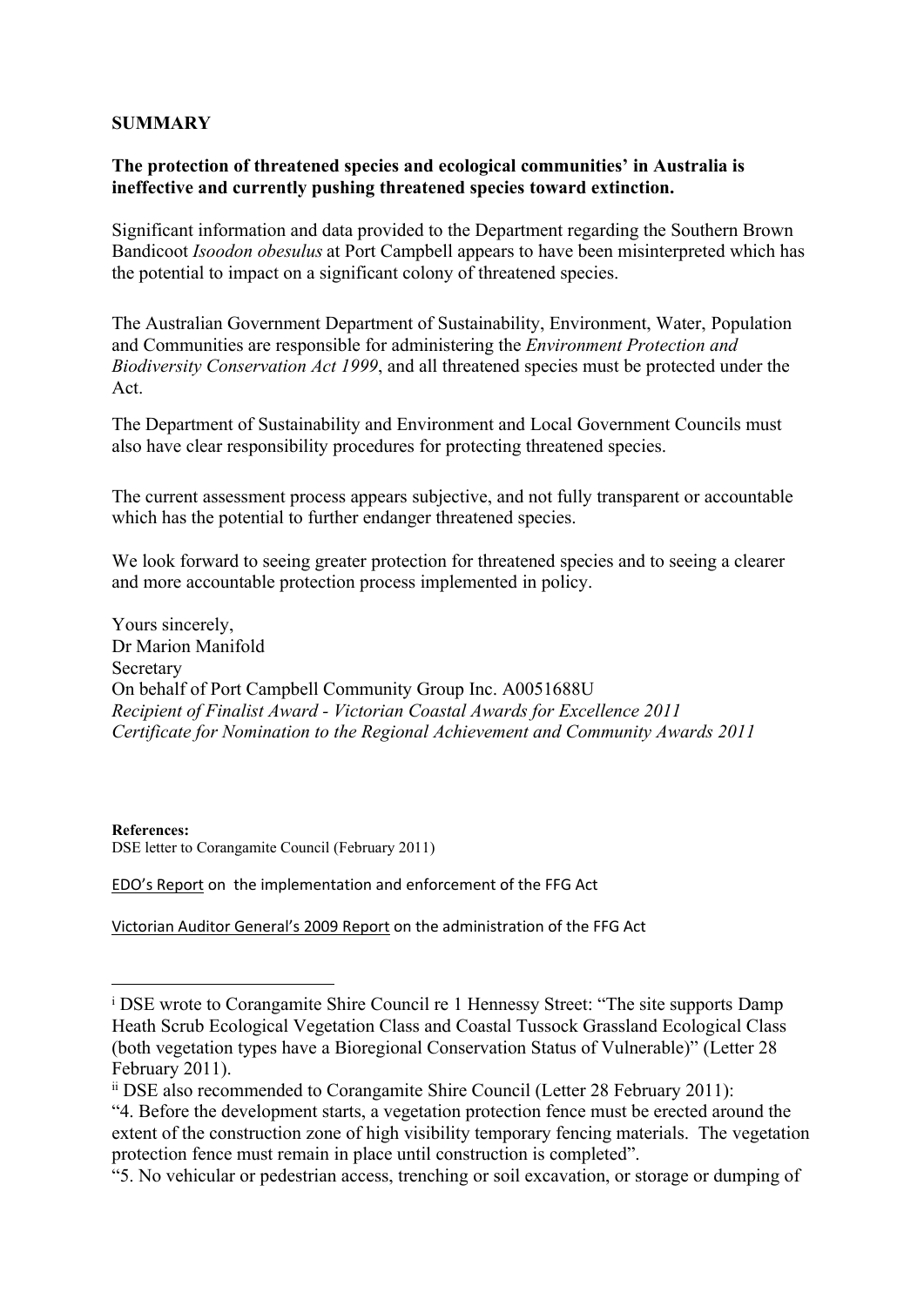**SUMMARY**

**The protection of threatened species and ecological communities' in Australia is ineffective and currently pushing threatened species toward extinction.**

Significant information and data provided to the Department regarding the Southern Brown Bandicoot *Isoodon obesulus* at Port Campbell appears to have been misinterpreted which has the potential to impact on a significant colony of threatened species.

The Australian Government Department of Sustainability, Environment, Water, Population and Communities are responsible for administering the *Environment Protection and Biodiversity Conservation Act 1999*, and all threatened species must be protected under the Act.

The Department of Sustainability and Environment and Local Government Councils must also have clear responsibility procedures for protecting threatened species.

The current assessment process appears subjective, and not fully transparent or accountable which has the potential to further endanger threatened species.

We look forward to seeing greater protection for threatened species and to seeing a clearer and more accountable protection process implemented in policy.

Yours sincerely,
Dr Marion Manifold
Secretary
On behalf of Port Campbell Community Group Inc. A0051688U
*Recipient of Finalist Award - Victorian Coastal Awards for Excellence 2011*
*Certificate for Nomination to the Regional Achievement and Community Awards 2011*

**References:**
DSE letter to Corangamite Council (February 2011)

EDO's Report on the implementation and enforcement of the FFG Act

Victorian Auditor General's 2009 Report on the administration of the FFG Act

---

[i] DSE wrote to Corangamite Shire Council re 1 Hennessy Street: "The site supports Damp Heath Scrub Ecological Vegetation Class and Coastal Tussock Grassland Ecological Class (both vegetation types have a Bioregional Conservation Status of Vulnerable)" (Letter 28 February 2011).

[ii] DSE also recommended to Corangamite Shire Council (Letter 28 February 2011):
"4. Before the development starts, a vegetation protection fence must be erected around the extent of the construction zone of high visibility temporary fencing materials. The vegetation protection fence must remain in place until construction is completed".
"5. No vehicular or pedestrian access, trenching or soil excavation, or storage or dumping of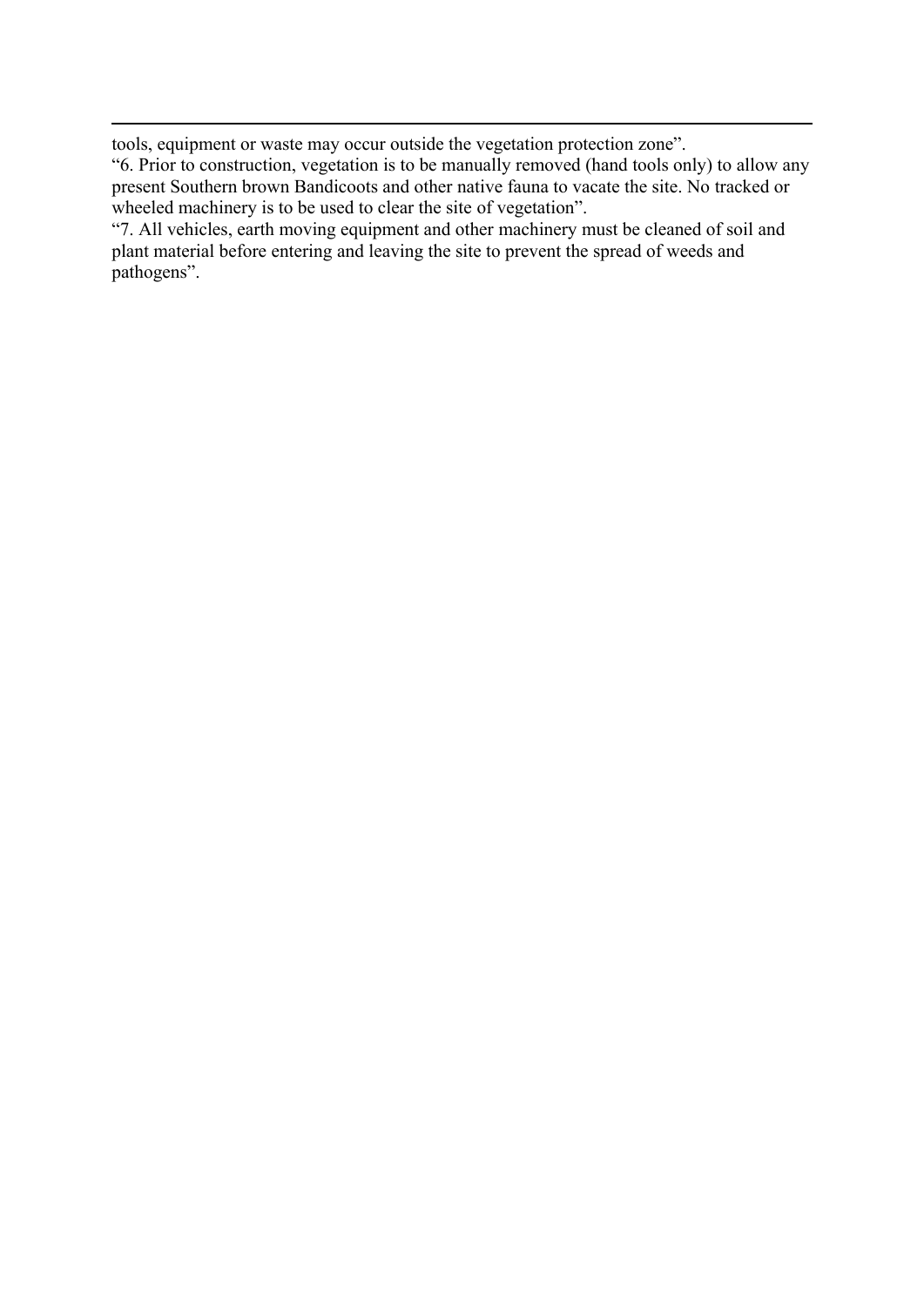tools, equipment or waste may occur outside the vegetation protection zone".

"6. Prior to construction, vegetation is to be manually removed (hand tools only) to allow any present Southern brown Bandicoots and other native fauna to vacate the site. No tracked or wheeled machinery is to be used to clear the site of vegetation".

"7. All vehicles, earth moving equipment and other machinery must be cleaned of soil and plant material before entering and leaving the site to prevent the spread of weeds and pathogens".